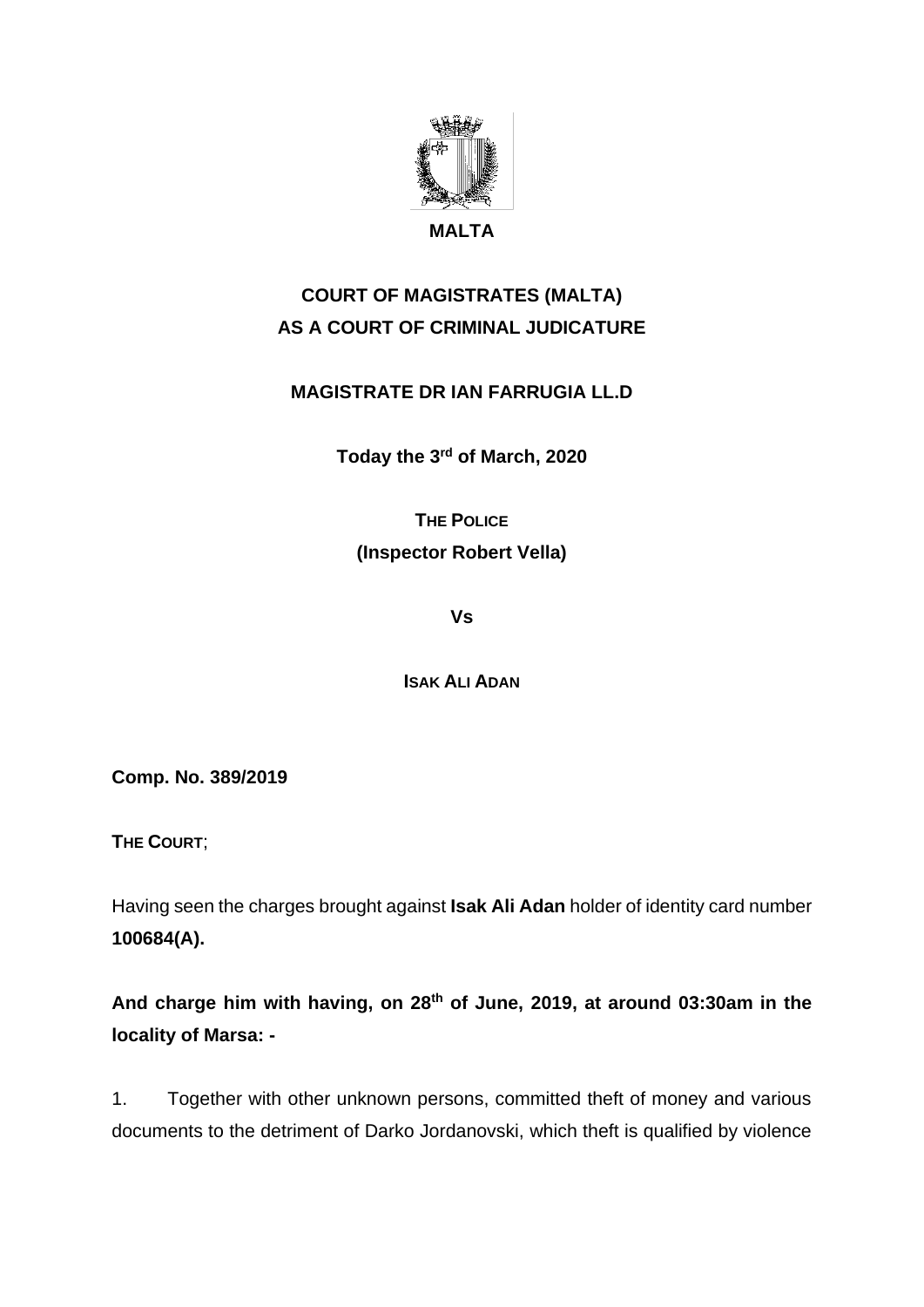**MALTA**

# COURT OF MAGISTRATES (MALTA) AS A COURT OF CRIMINAL JUDICATURE

## MAGISTRATE DR IAN FARRUGIA LL.D

**Today the 3rd of March, 2020**

**THE POLICE**

**(Inspector Robert Vella)**

**Vs**

**ISAK ALI ADAN**

**Comp. No. 389/2019**

**THE COURT**;

Having seen the charges brought against **Isak Ali Adan** holder of identity card number **100684(A).**

**And charge him with having, on 28th of June, 2019, at around 03:30am in the locality of Marsa: -**

1. Together with other unknown persons, committed theft of money and various documents to the detriment of Darko Jordanovski, which theft is qualified by violence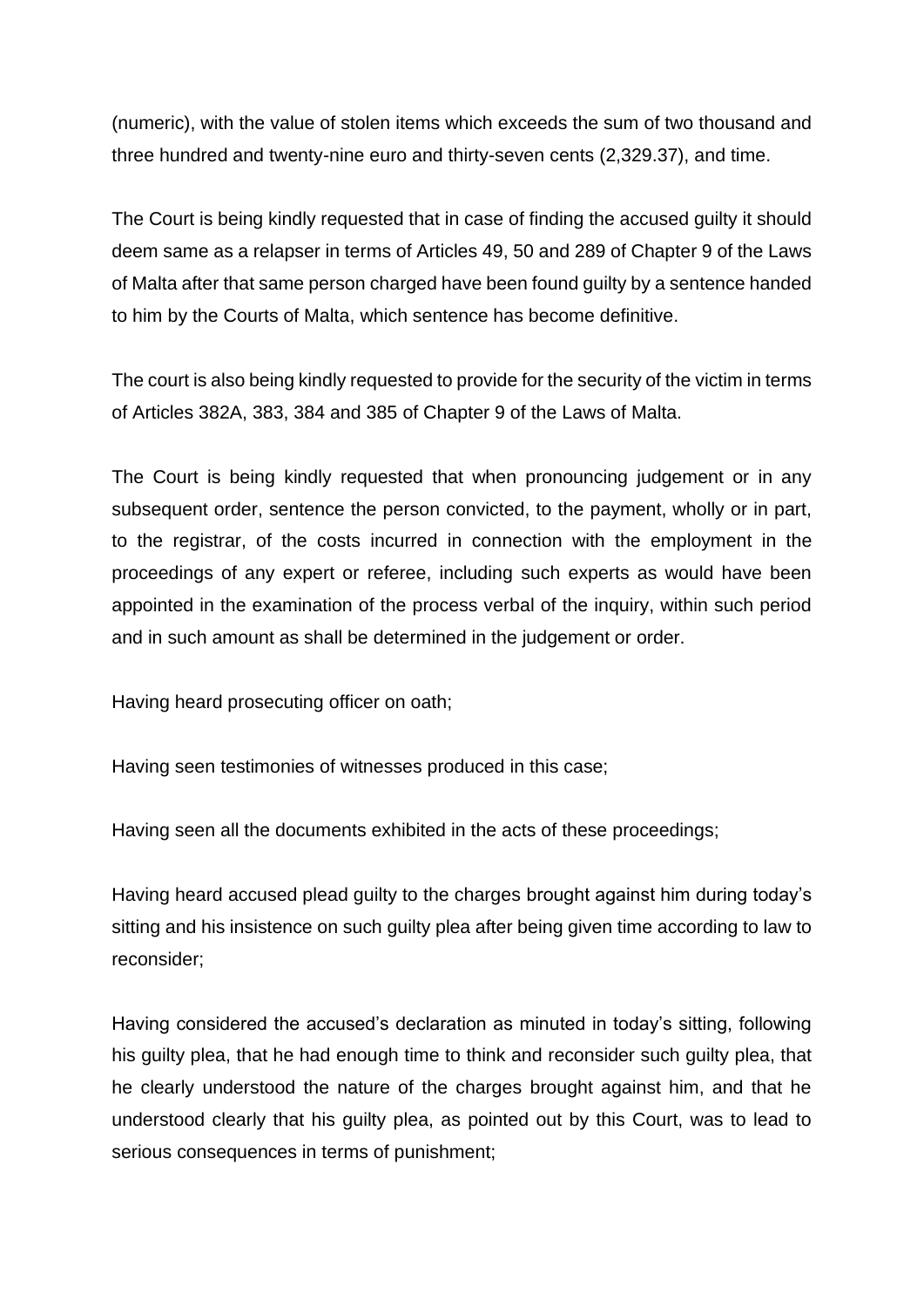(numeric), with the value of stolen items which exceeds the sum of two thousand and three hundred and twenty-nine euro and thirty-seven cents (2,329.37), and time.

The Court is being kindly requested that in case of finding the accused guilty it should deem same as a relapser in terms of Articles 49, 50 and 289 of Chapter 9 of the Laws of Malta after that same person charged have been found guilty by a sentence handed to him by the Courts of Malta, which sentence has become definitive.

The court is also being kindly requested to provide for the security of the victim in terms of Articles 382A, 383, 384 and 385 of Chapter 9 of the Laws of Malta.

The Court is being kindly requested that when pronouncing judgement or in any subsequent order, sentence the person convicted, to the payment, wholly or in part, to the registrar, of the costs incurred in connection with the employment in the proceedings of any expert or referee, including such experts as would have been appointed in the examination of the process verbal of the inquiry, within such period and in such amount as shall be determined in the judgement or order.

Having heard prosecuting officer on oath;

Having seen testimonies of witnesses produced in this case;

Having seen all the documents exhibited in the acts of these proceedings;

Having heard accused plead guilty to the charges brought against him during today's sitting and his insistence on such guilty plea after being given time according to law to reconsider;

Having considered the accused's declaration as minuted in today's sitting, following his guilty plea, that he had enough time to think and reconsider such guilty plea, that he clearly understood the nature of the charges brought against him, and that he understood clearly that his guilty plea, as pointed out by this Court, was to lead to serious consequences in terms of punishment;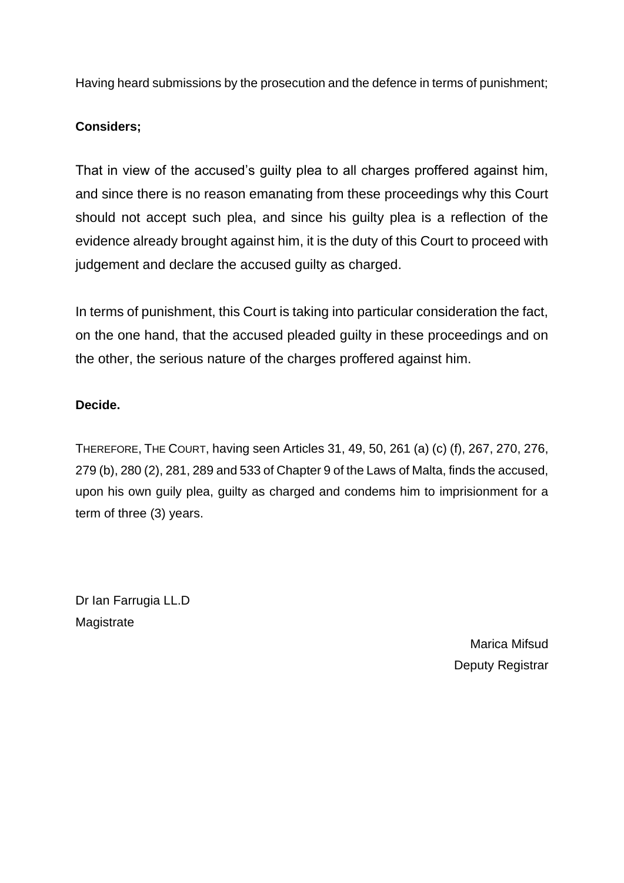Having heard submissions by the prosecution and the defence in terms of punishment;

**Considers;**

That in view of the accused's guilty plea to all charges proffered against him, and since there is no reason emanating from these proceedings why this Court should not accept such plea, and since his guilty plea is a reflection of the evidence already brought against him, it is the duty of this Court to proceed with judgement and declare the accused guilty as charged.

In terms of punishment, this Court is taking into particular consideration the fact, on the one hand, that the accused pleaded guilty in these proceedings and on the other, the serious nature of the charges proffered against him.

**Decide.**

THEREFORE, THE COURT, having seen Articles 31, 49, 50, 261 (a) (c) (f), 267, 270, 276, 279 (b), 280 (2), 281, 289 and 533 of Chapter 9 of the Laws of Malta, finds the accused, upon his own guily plea, guilty as charged and condems him to imprisionment for a term of three (3) years.

Dr Ian Farrugia LL.D
Magistrate

Marica Mifsud
Deputy Registrar